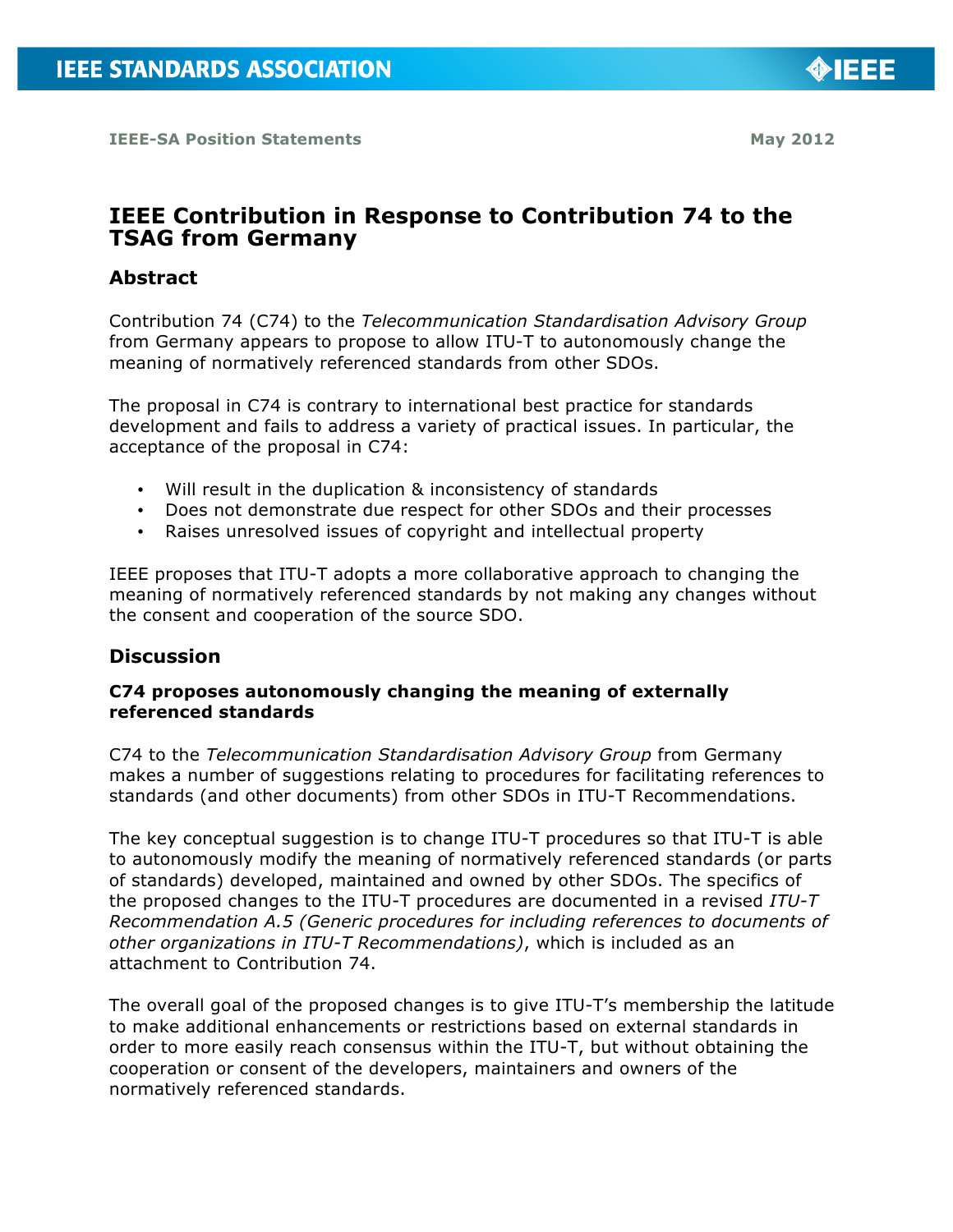IEEE STANDARDS ASSOCIATION

IEEE-SA Position Statements — May 2012

# IEEE Contribution in Response to Contribution 74 to the TSAG from Germany

## Abstract

Contribution 74 (C74) to the *Telecommunication Standardisation Advisory Group* from Germany appears to propose to allow ITU-T to autonomously change the meaning of normatively referenced standards from other SDOs.

The proposal in C74 is contrary to international best practice for standards development and fails to address a variety of practical issues. In particular, the acceptance of the proposal in C74:

- Will result in the duplication & inconsistency of standards
- Does not demonstrate due respect for other SDOs and their processes
- Raises unresolved issues of copyright and intellectual property

IEEE proposes that ITU-T adopts a more collaborative approach to changing the meaning of normatively referenced standards by not making any changes without the consent and cooperation of the source SDO.

## Discussion

### C74 proposes autonomously changing the meaning of externally referenced standards

C74 to the *Telecommunication Standardisation Advisory Group* from Germany makes a number of suggestions relating to procedures for facilitating references to standards (and other documents) from other SDOs in ITU-T Recommendations.

The key conceptual suggestion is to change ITU-T procedures so that ITU-T is able to autonomously modify the meaning of normatively referenced standards (or parts of standards) developed, maintained and owned by other SDOs. The specifics of the proposed changes to the ITU-T procedures are documented in a revised *ITU-T Recommendation A.5 (Generic procedures for including references to documents of other organizations in ITU-T Recommendations)*, which is included as an attachment to Contribution 74.

The overall goal of the proposed changes is to give ITU-T's membership the latitude to make additional enhancements or restrictions based on external standards in order to more easily reach consensus within the ITU-T, but without obtaining the cooperation or consent of the developers, maintainers and owners of the normatively referenced standards.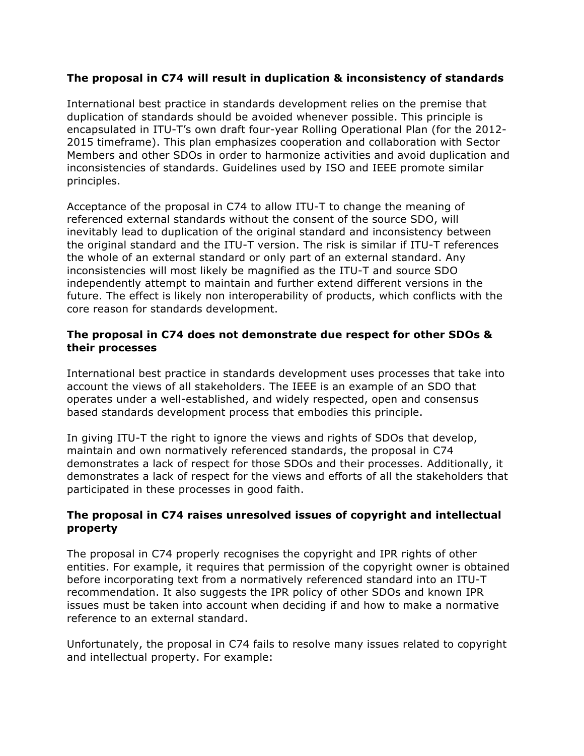**The proposal in C74 will result in duplication & inconsistency of standards**

International best practice in standards development relies on the premise that duplication of standards should be avoided whenever possible. This principle is encapsulated in ITU-T's own draft four-year Rolling Operational Plan (for the 2012-2015 timeframe). This plan emphasizes cooperation and collaboration with Sector Members and other SDOs in order to harmonize activities and avoid duplication and inconsistencies of standards. Guidelines used by ISO and IEEE promote similar principles.

Acceptance of the proposal in C74 to allow ITU-T to change the meaning of referenced external standards without the consent of the source SDO, will inevitably lead to duplication of the original standard and inconsistency between the original standard and the ITU-T version. The risk is similar if ITU-T references the whole of an external standard or only part of an external standard. Any inconsistencies will most likely be magnified as the ITU-T and source SDO independently attempt to maintain and further extend different versions in the future. The effect is likely non interoperability of products, which conflicts with the core reason for standards development.

**The proposal in C74 does not demonstrate due respect for other SDOs & their processes**

International best practice in standards development uses processes that take into account the views of all stakeholders. The IEEE is an example of an SDO that operates under a well-established, and widely respected, open and consensus based standards development process that embodies this principle.

In giving ITU-T the right to ignore the views and rights of SDOs that develop, maintain and own normatively referenced standards, the proposal in C74 demonstrates a lack of respect for those SDOs and their processes. Additionally, it demonstrates a lack of respect for the views and efforts of all the stakeholders that participated in these processes in good faith.

**The proposal in C74 raises unresolved issues of copyright and intellectual property**

The proposal in C74 properly recognises the copyright and IPR rights of other entities. For example, it requires that permission of the copyright owner is obtained before incorporating text from a normatively referenced standard into an ITU-T recommendation. It also suggests the IPR policy of other SDOs and known IPR issues must be taken into account when deciding if and how to make a normative reference to an external standard.

Unfortunately, the proposal in C74 fails to resolve many issues related to copyright and intellectual property. For example: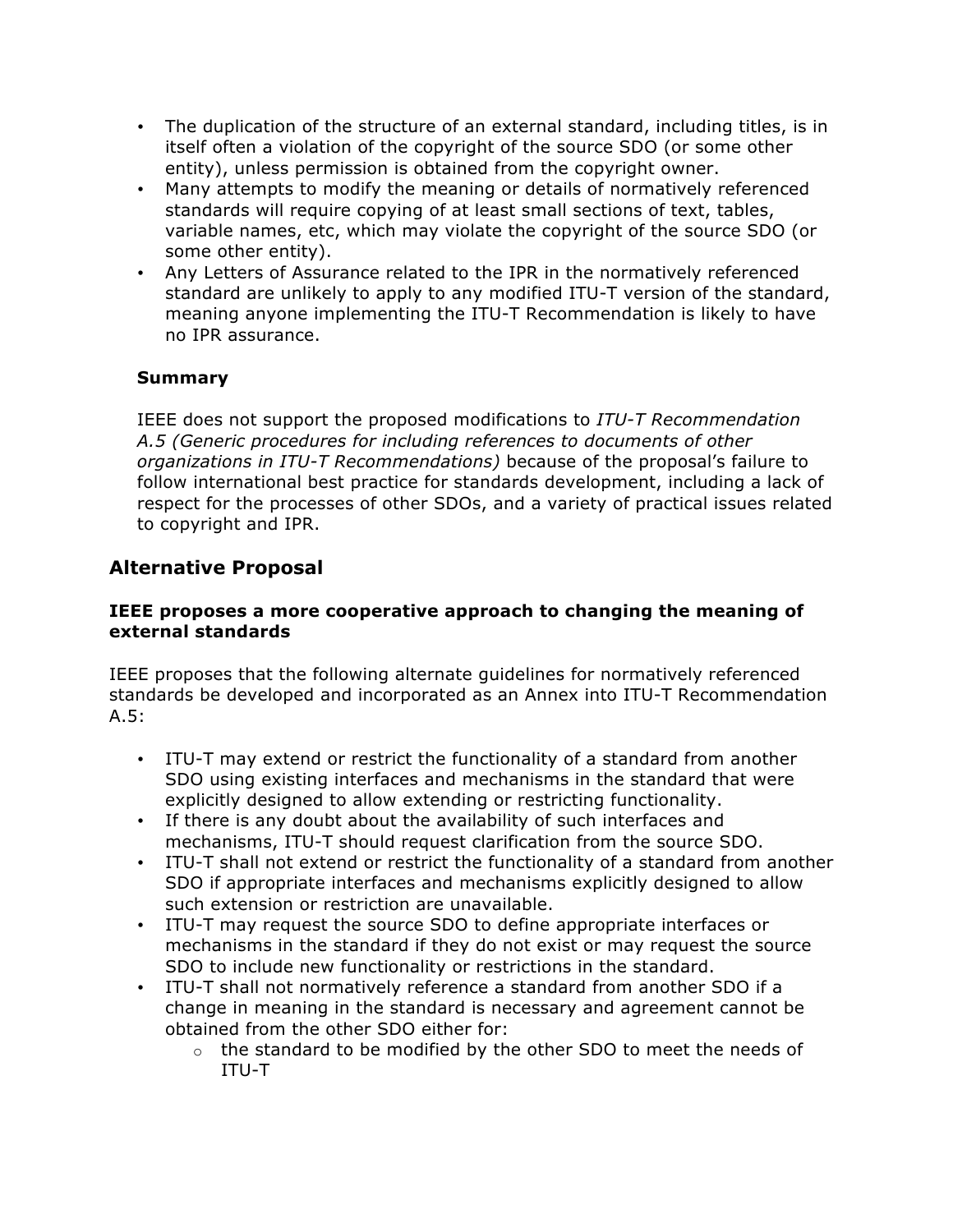- The duplication of the structure of an external standard, including titles, is in itself often a violation of the copyright of the source SDO (or some other entity), unless permission is obtained from the copyright owner.
- Many attempts to modify the meaning or details of normatively referenced standards will require copying of at least small sections of text, tables, variable names, etc, which may violate the copyright of the source SDO (or some other entity).
- Any Letters of Assurance related to the IPR in the normatively referenced standard are unlikely to apply to any modified ITU-T version of the standard, meaning anyone implementing the ITU-T Recommendation is likely to have no IPR assurance.

### Summary

IEEE does not support the proposed modifications to *ITU-T Recommendation A.5 (Generic procedures for including references to documents of other organizations in ITU-T Recommendations)* because of the proposal's failure to follow international best practice for standards development, including a lack of respect for the processes of other SDOs, and a variety of practical issues related to copyright and IPR.

## Alternative Proposal

### IEEE proposes a more cooperative approach to changing the meaning of external standards

IEEE proposes that the following alternate guidelines for normatively referenced standards be developed and incorporated as an Annex into ITU-T Recommendation A.5:

- ITU-T may extend or restrict the functionality of a standard from another SDO using existing interfaces and mechanisms in the standard that were explicitly designed to allow extending or restricting functionality.
- If there is any doubt about the availability of such interfaces and mechanisms, ITU-T should request clarification from the source SDO.
- ITU-T shall not extend or restrict the functionality of a standard from another SDO if appropriate interfaces and mechanisms explicitly designed to allow such extension or restriction are unavailable.
- ITU-T may request the source SDO to define appropriate interfaces or mechanisms in the standard if they do not exist or may request the source SDO to include new functionality or restrictions in the standard.
- ITU-T shall not normatively reference a standard from another SDO if a change in meaning in the standard is necessary and agreement cannot be obtained from the other SDO either for:
  - the standard to be modified by the other SDO to meet the needs of ITU-T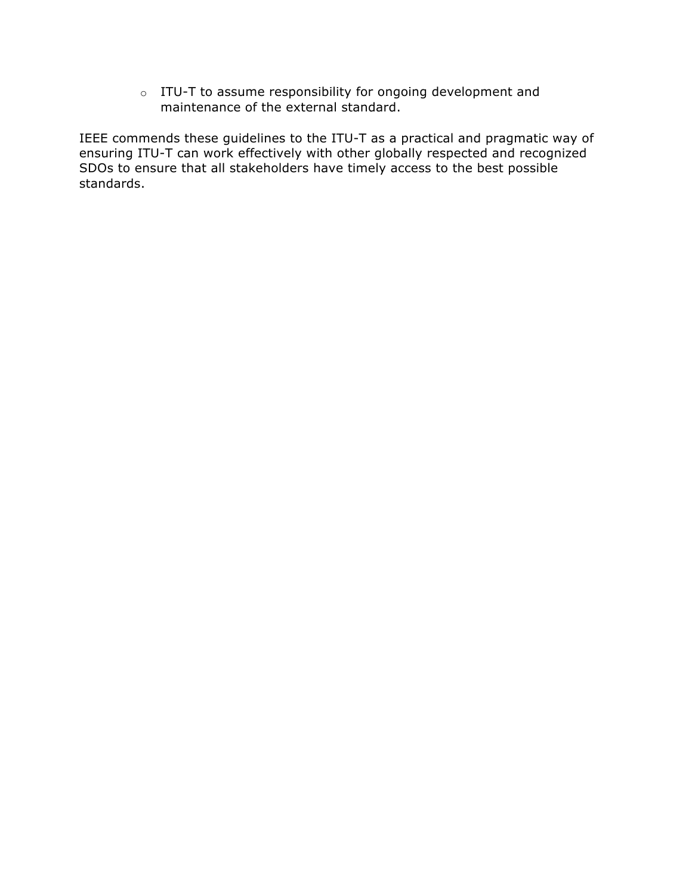- ITU-T to assume responsibility for ongoing development and maintenance of the external standard.

IEEE commends these guidelines to the ITU-T as a practical and pragmatic way of ensuring ITU-T can work effectively with other globally respected and recognized SDOs to ensure that all stakeholders have timely access to the best possible standards.